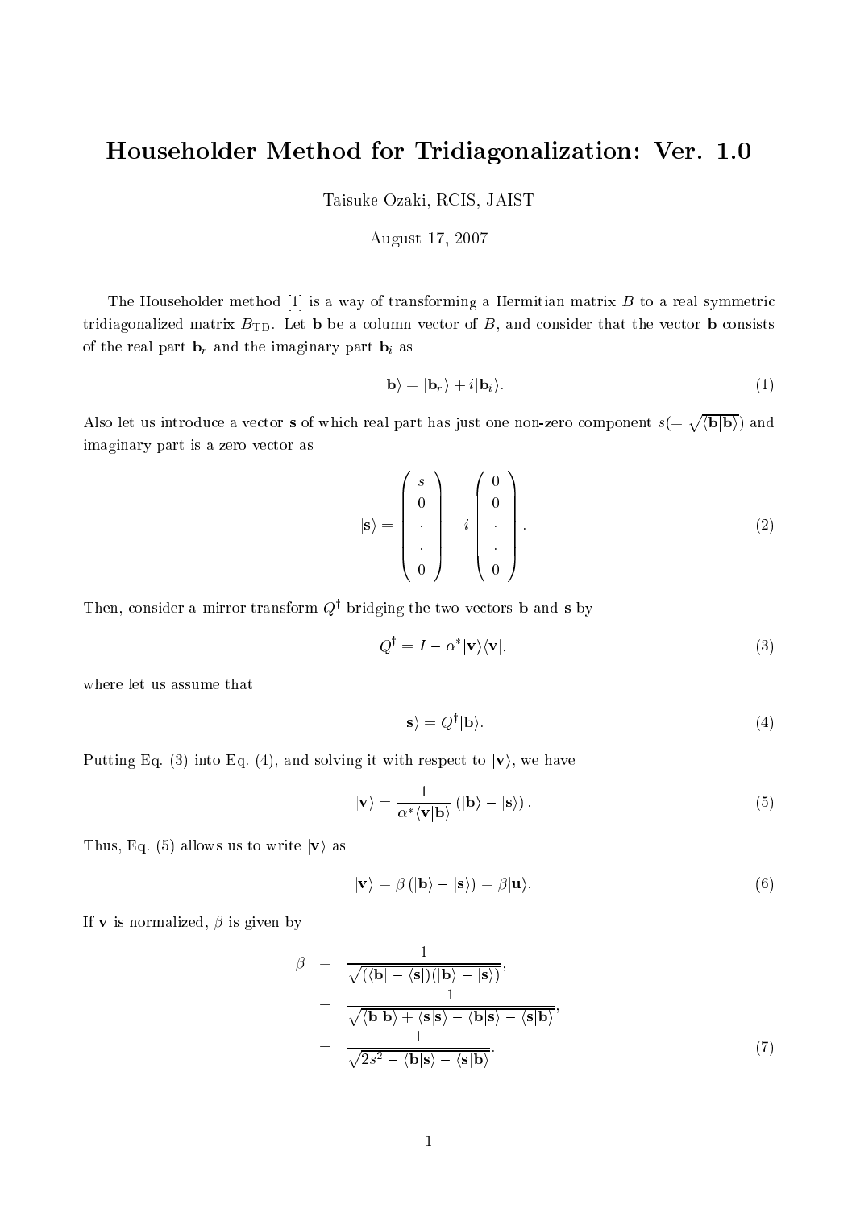# Householder Method for Tridiagonalization: Ver. 1.0

Taisuke Ozaki, RCIS, JAIST

August 17, 2007

The Householder method [1] is a way of transforming a Hermitian matrix $B$ to a real symmetric tridiagonalized matrix $B_{\rm TD}$. Let $\mathbf{b}$ be a column vector of $B$, and consider that the vector $\mathbf{b}$ consists of the real part $\mathbf{b}_r$ and the imaginary part $\mathbf{b}_i$ as

$$
|\mathbf{b}\rangle = |\mathbf{b}_r\rangle + i|\mathbf{b}_i\rangle. \tag{1}
$$

Also let us introduce a vector $\mathbf{s}$ of which real part has just one non-zero component $s(=\sqrt{\langle \mathbf{b}|\mathbf{b}\rangle})$ and imaginary part is a zero vector as

$$
|\mathbf{s}\rangle = \begin{pmatrix} s \\ 0 \\ \cdot \\ \cdot \\ 0 \end{pmatrix} + i \begin{pmatrix} 0 \\ 0 \\ \cdot \\ \cdot \\ 0 \end{pmatrix}. \tag{2}
$$

Then, consider a mirror transform $Q^\dagger$ bridging the two vectors $\mathbf{b}$ and $\mathbf{s}$ by

$$
Q^\dagger = I - \alpha^* |\mathbf{v}\rangle\langle \mathbf{v}|, \tag{3}
$$

where let us assume that

$$
|\mathbf{s}\rangle = Q^\dagger |\mathbf{b}\rangle. \tag{4}
$$

Putting Eq. (3) into Eq. (4), and solving it with respect to $|\mathbf{v}\rangle$, we have

$$
|\mathbf{v}\rangle = \frac{1}{\alpha^* \langle \mathbf{v}|\mathbf{b}\rangle} \left( |\mathbf{b}\rangle - |\mathbf{s}\rangle \right). \tag{5}
$$

Thus, Eq. (5) allows us to write $|\mathbf{v}\rangle$ as

$$
|\mathbf{v}\rangle = \beta \left( |\mathbf{b}\rangle - |\mathbf{s}\rangle \right) = \beta |\mathbf{u}\rangle. \tag{6}
$$

If $\mathbf{v}$ is normalized, $\beta$ is given by

$$
\begin{aligned}
\beta &= \frac{1}{\sqrt{(\langle \mathbf{b}| - \langle \mathbf{s}|)(|\mathbf{b}\rangle - |\mathbf{s}\rangle)}}, \\
&= \frac{1}{\sqrt{\langle \mathbf{b}|\mathbf{b}\rangle + \langle \mathbf{s}|\mathbf{s}\rangle - \langle \mathbf{b}|\mathbf{s}\rangle - \langle \mathbf{s}|\mathbf{b}\rangle}}, \\
&= \frac{1}{\sqrt{2s^2 - \langle \mathbf{b}|\mathbf{s}\rangle - \langle \mathbf{s}|\mathbf{b}\rangle}}.
\end{aligned} \tag{7}
$$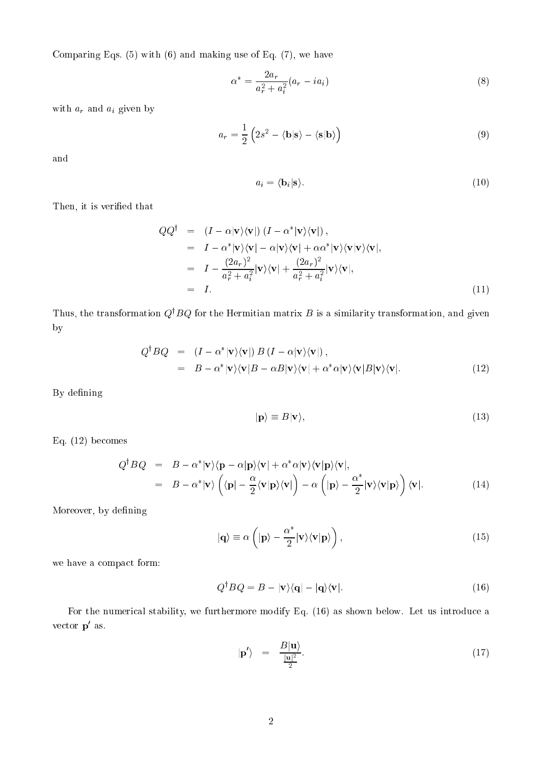Comparing Eqs. (5) with (6) and making use of Eq. (7), we have

$$\alpha^* = \frac{2a_r}{a_r^2 + a_i^2}(a_r - i a_i) \tag{8}$$

with $a_r$ and $a_i$ given by

$$a_r = \frac{1}{2}\left(2s^2 - \langle \mathbf{b}|\mathbf{s}\rangle - \langle \mathbf{s}|\mathbf{b}\rangle\right) \tag{9}$$

and

$$a_i = \langle \mathbf{b}_i|\mathbf{s}\rangle. \tag{10}$$

Then, it is verified that

$$\begin{aligned}
QQ^\dagger &= (I - \alpha|\mathbf{v}\rangle\langle\mathbf{v}|)\,(I - \alpha^*|\mathbf{v}\rangle\langle\mathbf{v}|)\,, \\
&= I - \alpha^*|\mathbf{v}\rangle\langle\mathbf{v}| - \alpha|\mathbf{v}\rangle\langle\mathbf{v}| + \alpha\alpha^*|\mathbf{v}\rangle\langle\mathbf{v}|\mathbf{v}\rangle\langle\mathbf{v}|, \\
&= I - \frac{(2a_r)^2}{a_r^2 + a_i^2}|\mathbf{v}\rangle\langle\mathbf{v}| + \frac{(2a_r)^2}{a_r^2 + a_i^2}|\mathbf{v}\rangle\langle\mathbf{v}|, \\
&= I.
\end{aligned} \tag{11}$$

Thus, the transformation $Q^\dagger B Q$ for the Hermitian matrix $B$ is a similarity transformation, and given by

$$\begin{aligned}
Q^\dagger B Q &= (I - \alpha^*|\mathbf{v}\rangle\langle\mathbf{v}|)\,B\,(I - \alpha|\mathbf{v}\rangle\langle\mathbf{v}|)\,, \\
&= B - \alpha^*|\mathbf{v}\rangle\langle\mathbf{v}|B - \alpha B|\mathbf{v}\rangle\langle\mathbf{v}| + \alpha^*\alpha|\mathbf{v}\rangle\langle\mathbf{v}|B|\mathbf{v}\rangle\langle\mathbf{v}|.
\end{aligned} \tag{12}$$

By defining

$$|\mathbf{p}\rangle \equiv B|\mathbf{v}\rangle, \tag{13}$$

Eq. (12) becomes

$$\begin{aligned}
Q^\dagger B Q &= B - \alpha^*|\mathbf{v}\rangle\langle\mathbf{p} - \alpha|\mathbf{p}\rangle\langle\mathbf{v}| + \alpha^*\alpha|\mathbf{v}\rangle\langle\mathbf{v}|\mathbf{p}\rangle\langle\mathbf{v}|, \\
&= B - \alpha^*|\mathbf{v}\rangle\left(\langle\mathbf{p}| - \frac{\alpha}{2}\langle\mathbf{v}|\mathbf{p}\rangle\langle\mathbf{v}|\right) - \alpha\left(|\mathbf{p}\rangle - \frac{\alpha^*}{2}|\mathbf{v}\rangle\langle\mathbf{v}|\mathbf{p}\rangle\right)\langle\mathbf{v}|.
\end{aligned} \tag{14}$$

Moreover, by defining

$$|\mathbf{q}\rangle \equiv \alpha\left(|\mathbf{p}\rangle - \frac{\alpha^*}{2}|\mathbf{v}\rangle\langle\mathbf{v}|\mathbf{p}\rangle\right), \tag{15}$$

we have a compact form:

$$Q^\dagger B Q = B - |\mathbf{v}\rangle\langle\mathbf{q}| - |\mathbf{q}\rangle\langle\mathbf{v}|. \tag{16}$$

For the numerical stability, we furthermore modify Eq. (16) as shown below. Let us introduce a vector $\mathbf{p}'$ as.

$$|\mathbf{p}'\rangle \;=\; \frac{B|\mathbf{u}\rangle}{\frac{|\mathbf{u}|^2}{2}}. \tag{17}$$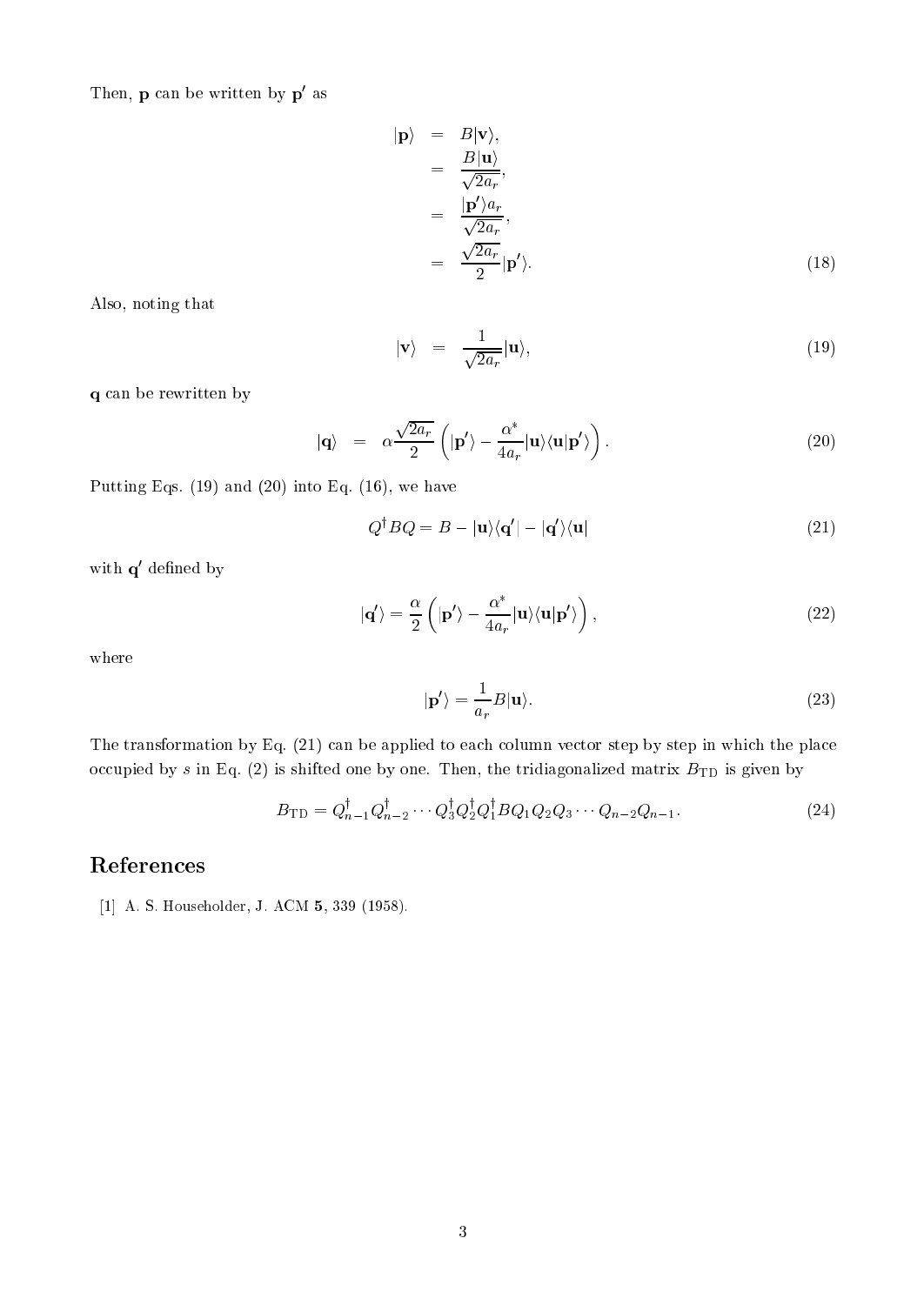Then, $\mathbf{p}$ can be written by $\mathbf{p}'$ as

$$
\begin{aligned}
|\mathbf{p}\rangle &= B|\mathbf{v}\rangle, \\
&= \frac{B|\mathbf{u}\rangle}{\sqrt{2a_r}}, \\
&= \frac{|\mathbf{p}'\rangle a_r}{\sqrt{2a_r}}, \\
&= \frac{\sqrt{2a_r}}{2}|\mathbf{p}'\rangle.
\end{aligned} \tag{18}
$$

Also, noting that

$$
|\mathbf{v}\rangle = \frac{1}{\sqrt{2a_r}}|\mathbf{u}\rangle, \tag{19}
$$

$\mathbf{q}$ can be rewritten by

$$
|\mathbf{q}\rangle = \alpha\frac{\sqrt{2a_r}}{2}\left(|\mathbf{p}'\rangle - \frac{\alpha^*}{4a_r}|\mathbf{u}\rangle\langle\mathbf{u}|\mathbf{p}'\rangle\right). \tag{20}
$$

Putting Eqs. (19) and (20) into Eq. (16), we have

$$
Q^\dagger B Q = B - |\mathbf{u}\rangle\langle\mathbf{q}'| - |\mathbf{q}'\rangle\langle\mathbf{u}| \tag{21}
$$

with $\mathbf{q}'$ defined by

$$
|\mathbf{q}'\rangle = \frac{\alpha}{2}\left(|\mathbf{p}'\rangle - \frac{\alpha^*}{4a_r}|\mathbf{u}\rangle\langle\mathbf{u}|\mathbf{p}'\rangle\right), \tag{22}
$$

where

$$
|\mathbf{p}'\rangle = \frac{1}{a_r}B|\mathbf{u}\rangle. \tag{23}
$$

The transformation by Eq. (21) can be applied to each column vector step by step in which the place occupied by $s$ in Eq. (2) is shifted one by one. Then, the tridiagonalized matrix $B_{\mathrm{TD}}$ is given by

$$
B_{\mathrm{TD}} = Q_{n-1}^\dagger Q_{n-2}^\dagger \cdots Q_3^\dagger Q_2^\dagger Q_1^\dagger B Q_1 Q_2 Q_3 \cdots Q_{n-2} Q_{n-1}. \tag{24}
$$

## References

[1] A. S. Householder, J. ACM **5**, 339 (1958).